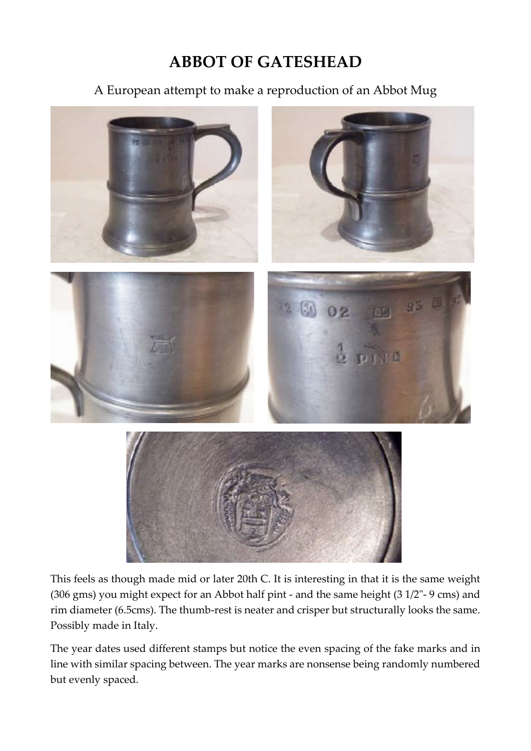# ABBOT OF GATESHEAD

A European attempt to make a reproduction of an Abbot Mug

This feels as though made mid or later 20th C. It is interesting in that it is the same weight (306 gms) you might expect for an Abbot half pint - and the same height (3 1/2"- 9 cms) and rim diameter (6.5cms). The thumb-rest is neater and crisper but structurally looks the same. Possibly made in Italy.

The year dates used different stamps but notice the even spacing of the fake marks and in line with similar spacing between. The year marks are nonsense being randomly numbered but evenly spaced.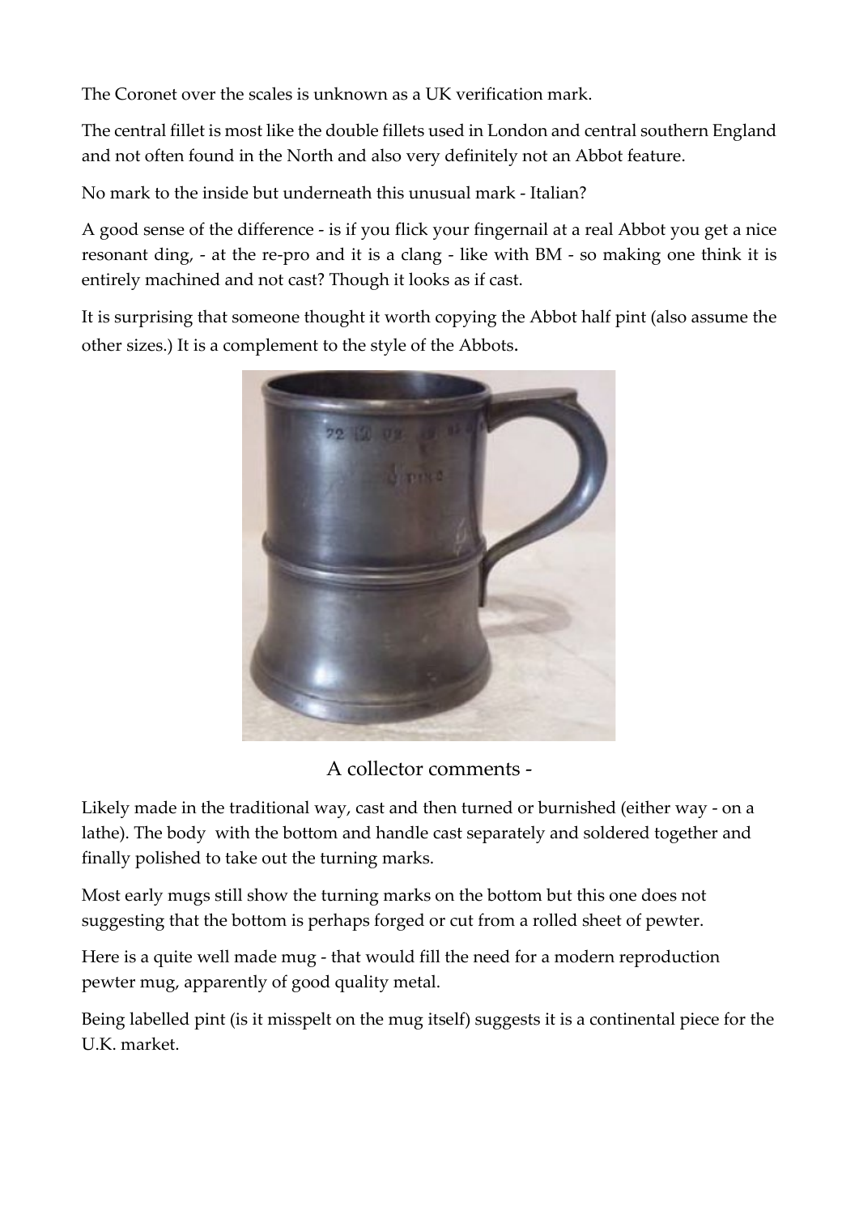The Coronet over the scales is unknown as a UK verification mark.

The central fillet is most like the double fillets used in London and central southern England and not often found in the North and also very definitely not an Abbot feature.

No mark to the inside but underneath this unusual mark - Italian?

A good sense of the difference - is if you flick your fingernail at a real Abbot you get a nice resonant ding, - at the re-pro and it is a clang - like with BM - so making one think it is entirely machined and not cast? Though it looks as if cast.

It is surprising that someone thought it worth copying the Abbot half pint (also assume the other sizes.) It is a complement to the style of the Abbots.

A collector comments -

Likely made in the traditional way, cast and then turned or burnished (either way - on a lathe). The body with the bottom and handle cast separately and soldered together and finally polished to take out the turning marks.

Most early mugs still show the turning marks on the bottom but this one does not suggesting that the bottom is perhaps forged or cut from a rolled sheet of pewter.

Here is a quite well made mug - that would fill the need for a modern reproduction pewter mug, apparently of good quality metal.

Being labelled pint (is it misspelt on the mug itself) suggests it is a continental piece for the U.K. market.